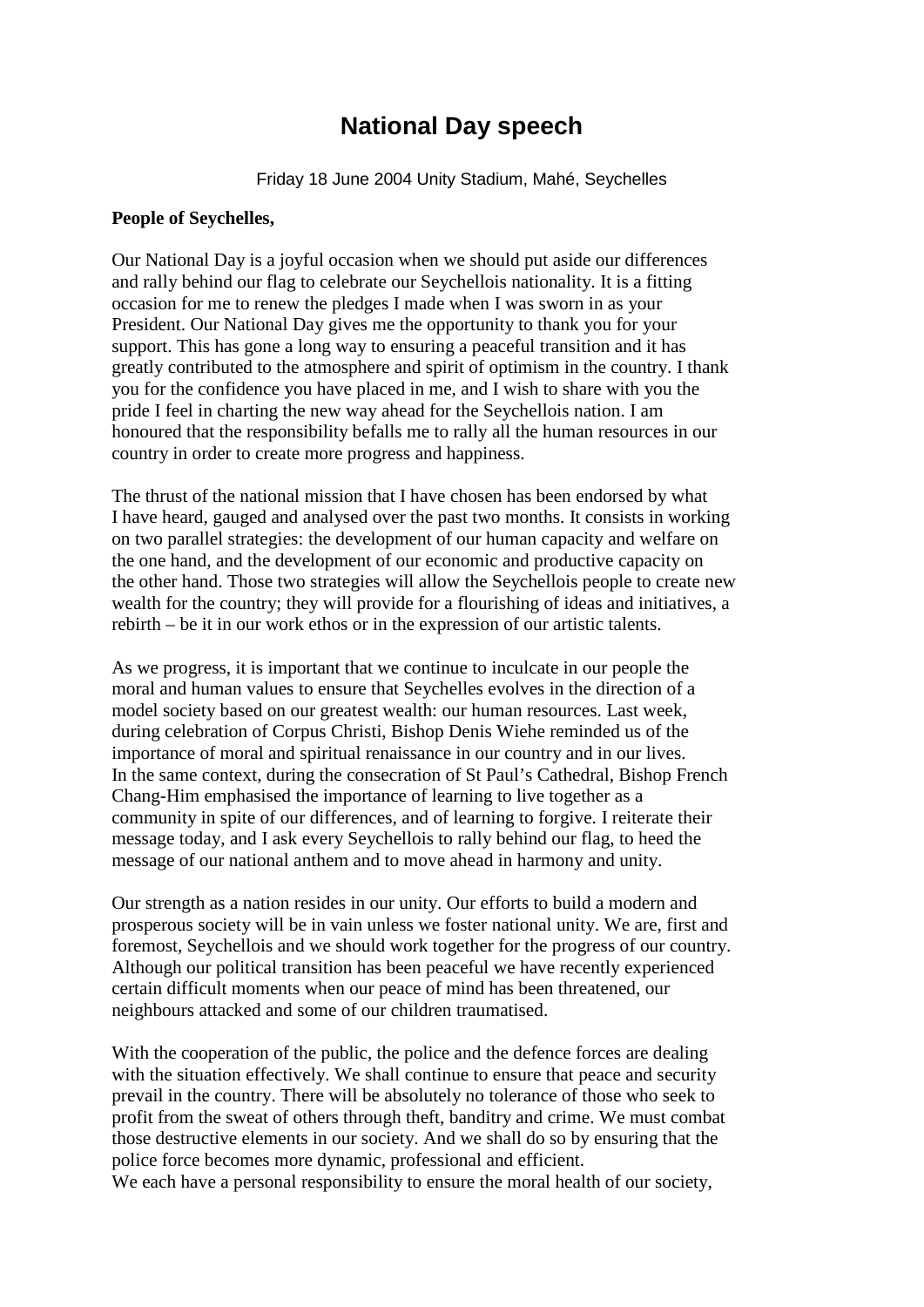# National Day speech

Friday 18 June 2004 Unity Stadium, Mahé, Seychelles

**People of Seychelles,**

Our National Day is a joyful occasion when we should put aside our differences and rally behind our flag to celebrate our Seychellois nationality. It is a fitting occasion for me to renew the pledges I made when I was sworn in as your President. Our National Day gives me the opportunity to thank you for your support. This has gone a long way to ensuring a peaceful transition and it has greatly contributed to the atmosphere and spirit of optimism in the country. I thank you for the confidence you have placed in me, and I wish to share with you the pride I feel in charting the new way ahead for the Seychellois nation. I am honoured that the responsibility befalls me to rally all the human resources in our country in order to create more progress and happiness.

The thrust of the national mission that I have chosen has been endorsed by what I have heard, gauged and analysed over the past two months. It consists in working on two parallel strategies: the development of our human capacity and welfare on the one hand, and the development of our economic and productive capacity on the other hand. Those two strategies will allow the Seychellois people to create new wealth for the country; they will provide for a flourishing of ideas and initiatives, a rebirth – be it in our work ethos or in the expression of our artistic talents.

As we progress, it is important that we continue to inculcate in our people the moral and human values to ensure that Seychelles evolves in the direction of a model society based on our greatest wealth: our human resources. Last week, during celebration of Corpus Christi, Bishop Denis Wiehe reminded us of the importance of moral and spiritual renaissance in our country and in our lives. In the same context, during the consecration of St Paul's Cathedral, Bishop French Chang-Him emphasised the importance of learning to live together as a community in spite of our differences, and of learning to forgive. I reiterate their message today, and I ask every Seychellois to rally behind our flag, to heed the message of our national anthem and to move ahead in harmony and unity.

Our strength as a nation resides in our unity. Our efforts to build a modern and prosperous society will be in vain unless we foster national unity. We are, first and foremost, Seychellois and we should work together for the progress of our country. Although our political transition has been peaceful we have recently experienced certain difficult moments when our peace of mind has been threatened, our neighbours attacked and some of our children traumatised.

With the cooperation of the public, the police and the defence forces are dealing with the situation effectively. We shall continue to ensure that peace and security prevail in the country. There will be absolutely no tolerance of those who seek to profit from the sweat of others through theft, banditry and crime. We must combat those destructive elements in our society. And we shall do so by ensuring that the police force becomes more dynamic, professional and efficient.

We each have a personal responsibility to ensure the moral health of our society,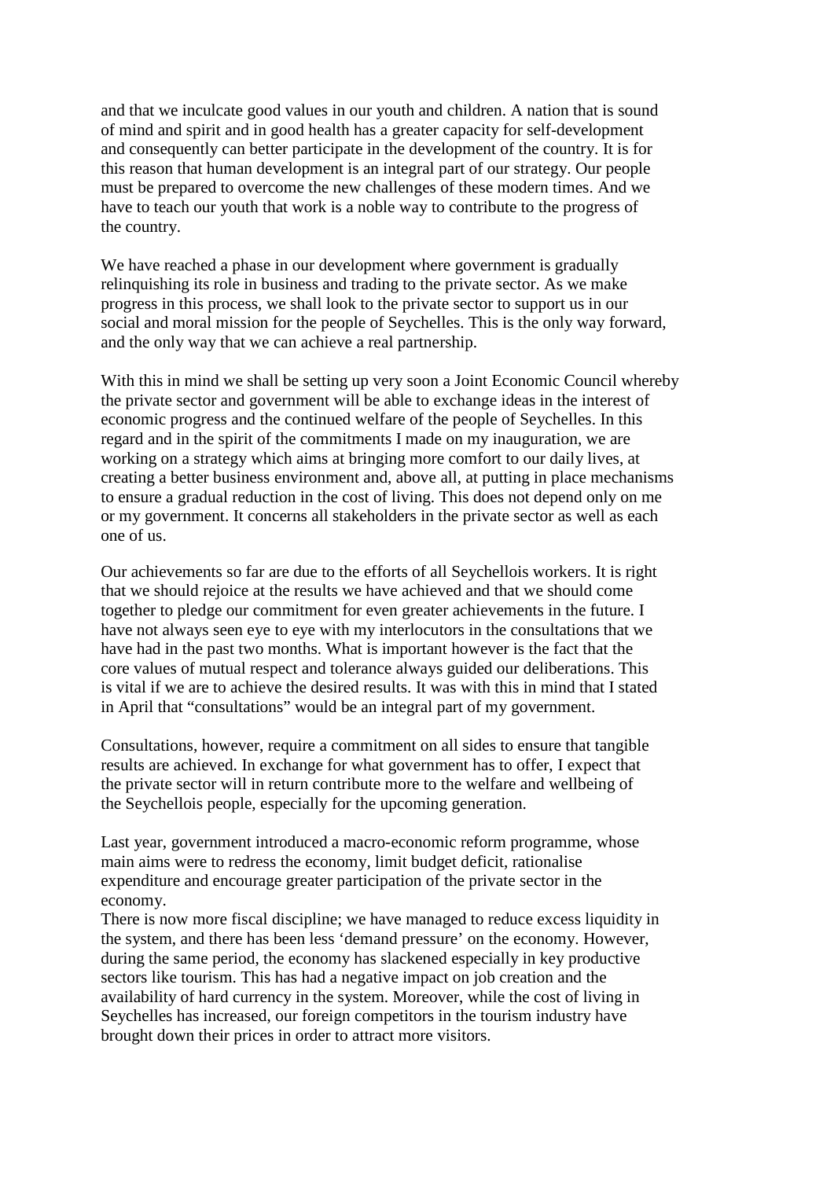and that we inculcate good values in our youth and children. A nation that is sound of mind and spirit and in good health has a greater capacity for self-development and consequently can better participate in the development of the country. It is for this reason that human development is an integral part of our strategy. Our people must be prepared to overcome the new challenges of these modern times. And we have to teach our youth that work is a noble way to contribute to the progress of the country.

We have reached a phase in our development where government is gradually relinquishing its role in business and trading to the private sector. As we make progress in this process, we shall look to the private sector to support us in our social and moral mission for the people of Seychelles. This is the only way forward, and the only way that we can achieve a real partnership.

With this in mind we shall be setting up very soon a Joint Economic Council whereby the private sector and government will be able to exchange ideas in the interest of economic progress and the continued welfare of the people of Seychelles. In this regard and in the spirit of the commitments I made on my inauguration, we are working on a strategy which aims at bringing more comfort to our daily lives, at creating a better business environment and, above all, at putting in place mechanisms to ensure a gradual reduction in the cost of living. This does not depend only on me or my government. It concerns all stakeholders in the private sector as well as each one of us.

Our achievements so far are due to the efforts of all Seychellois workers. It is right that we should rejoice at the results we have achieved and that we should come together to pledge our commitment for even greater achievements in the future. I have not always seen eye to eye with my interlocutors in the consultations that we have had in the past two months. What is important however is the fact that the core values of mutual respect and tolerance always guided our deliberations. This is vital if we are to achieve the desired results. It was with this in mind that I stated in April that "consultations" would be an integral part of my government.

Consultations, however, require a commitment on all sides to ensure that tangible results are achieved. In exchange for what government has to offer, I expect that the private sector will in return contribute more to the welfare and wellbeing of the Seychellois people, especially for the upcoming generation.

Last year, government introduced a macro-economic reform programme, whose main aims were to redress the economy, limit budget deficit, rationalise expenditure and encourage greater participation of the private sector in the economy.
There is now more fiscal discipline; we have managed to reduce excess liquidity in the system, and there has been less 'demand pressure' on the economy. However, during the same period, the economy has slackened especially in key productive sectors like tourism. This has had a negative impact on job creation and the availability of hard currency in the system. Moreover, while the cost of living in Seychelles has increased, our foreign competitors in the tourism industry have brought down their prices in order to attract more visitors.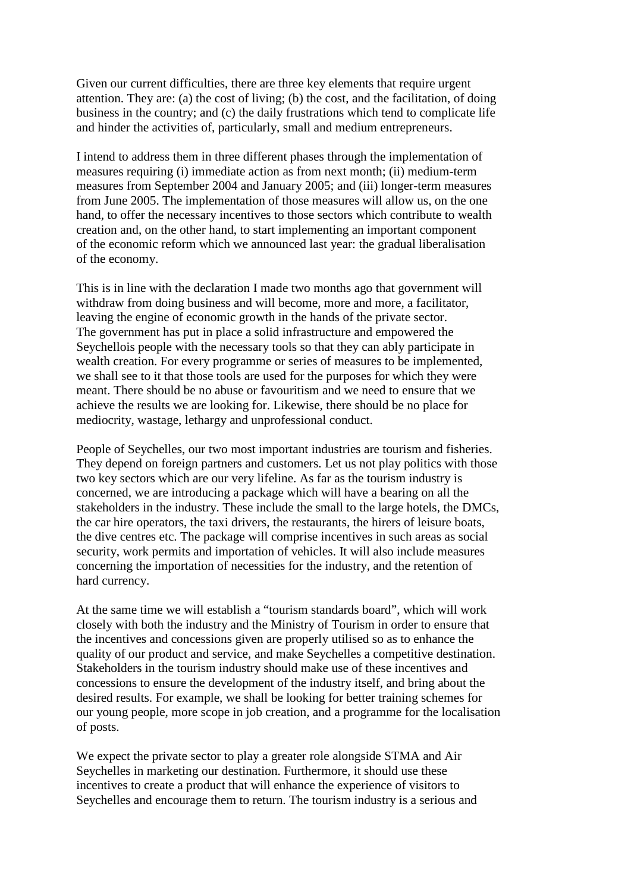Given our current difficulties, there are three key elements that require urgent attention. They are: (a) the cost of living; (b) the cost, and the facilitation, of doing business in the country; and (c) the daily frustrations which tend to complicate life and hinder the activities of, particularly, small and medium entrepreneurs.

I intend to address them in three different phases through the implementation of measures requiring (i) immediate action as from next month; (ii) medium-term measures from September 2004 and January 2005; and (iii) longer-term measures from June 2005. The implementation of those measures will allow us, on the one hand, to offer the necessary incentives to those sectors which contribute to wealth creation and, on the other hand, to start implementing an important component of the economic reform which we announced last year: the gradual liberalisation of the economy.

This is in line with the declaration I made two months ago that government will withdraw from doing business and will become, more and more, a facilitator, leaving the engine of economic growth in the hands of the private sector.
The government has put in place a solid infrastructure and empowered the Seychellois people with the necessary tools so that they can ably participate in wealth creation. For every programme or series of measures to be implemented, we shall see to it that those tools are used for the purposes for which they were meant. There should be no abuse or favouritism and we need to ensure that we achieve the results we are looking for. Likewise, there should be no place for mediocrity, wastage, lethargy and unprofessional conduct.

People of Seychelles, our two most important industries are tourism and fisheries. They depend on foreign partners and customers. Let us not play politics with those two key sectors which are our very lifeline. As far as the tourism industry is concerned, we are introducing a package which will have a bearing on all the stakeholders in the industry. These include the small to the large hotels, the DMCs, the car hire operators, the taxi drivers, the restaurants, the hirers of leisure boats, the dive centres etc. The package will comprise incentives in such areas as social security, work permits and importation of vehicles. It will also include measures concerning the importation of necessities for the industry, and the retention of hard currency.

At the same time we will establish a "tourism standards board", which will work closely with both the industry and the Ministry of Tourism in order to ensure that the incentives and concessions given are properly utilised so as to enhance the quality of our product and service, and make Seychelles a competitive destination. Stakeholders in the tourism industry should make use of these incentives and concessions to ensure the development of the industry itself, and bring about the desired results. For example, we shall be looking for better training schemes for our young people, more scope in job creation, and a programme for the localisation of posts.

We expect the private sector to play a greater role alongside STMA and Air Seychelles in marketing our destination. Furthermore, it should use these incentives to create a product that will enhance the experience of visitors to Seychelles and encourage them to return. The tourism industry is a serious and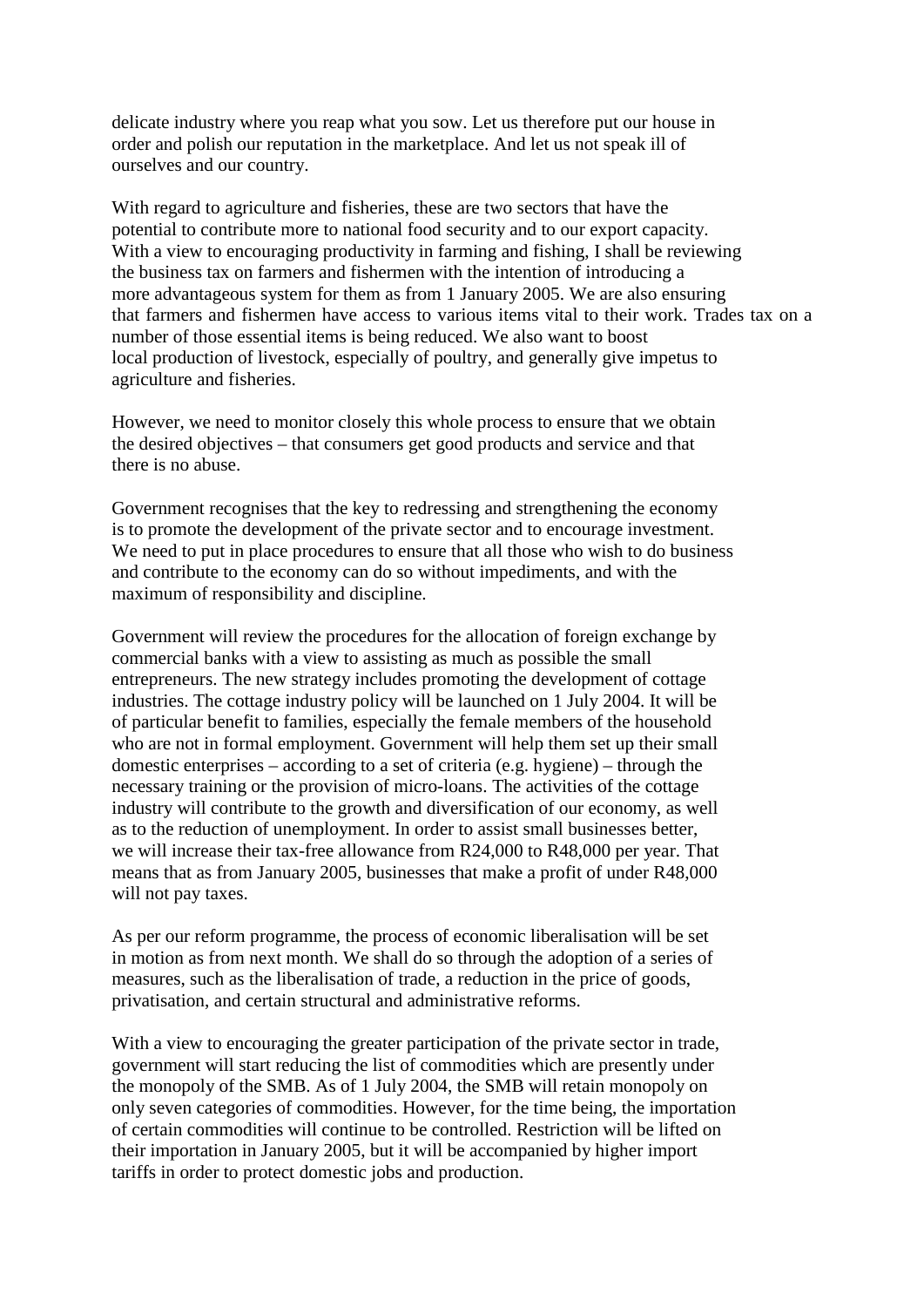delicate industry where you reap what you sow. Let us therefore put our house in order and polish our reputation in the marketplace. And let us not speak ill of ourselves and our country.

With regard to agriculture and fisheries, these are two sectors that have the potential to contribute more to national food security and to our export capacity. With a view to encouraging productivity in farming and fishing, I shall be reviewing the business tax on farmers and fishermen with the intention of introducing a more advantageous system for them as from 1 January 2005. We are also ensuring that farmers and fishermen have access to various items vital to their work. Trades tax on a number of those essential items is being reduced. We also want to boost local production of livestock, especially of poultry, and generally give impetus to agriculture and fisheries.

However, we need to monitor closely this whole process to ensure that we obtain the desired objectives – that consumers get good products and service and that there is no abuse.

Government recognises that the key to redressing and strengthening the economy is to promote the development of the private sector and to encourage investment. We need to put in place procedures to ensure that all those who wish to do business and contribute to the economy can do so without impediments, and with the maximum of responsibility and discipline.

Government will review the procedures for the allocation of foreign exchange by commercial banks with a view to assisting as much as possible the small entrepreneurs. The new strategy includes promoting the development of cottage industries. The cottage industry policy will be launched on 1 July 2004. It will be of particular benefit to families, especially the female members of the household who are not in formal employment. Government will help them set up their small domestic enterprises – according to a set of criteria (e.g. hygiene) – through the necessary training or the provision of micro-loans. The activities of the cottage industry will contribute to the growth and diversification of our economy, as well as to the reduction of unemployment. In order to assist small businesses better, we will increase their tax-free allowance from R24,000 to R48,000 per year. That means that as from January 2005, businesses that make a profit of under R48,000 will not pay taxes.

As per our reform programme, the process of economic liberalisation will be set in motion as from next month. We shall do so through the adoption of a series of measures, such as the liberalisation of trade, a reduction in the price of goods, privatisation, and certain structural and administrative reforms.

With a view to encouraging the greater participation of the private sector in trade, government will start reducing the list of commodities which are presently under the monopoly of the SMB. As of 1 July 2004, the SMB will retain monopoly on only seven categories of commodities. However, for the time being, the importation of certain commodities will continue to be controlled. Restriction will be lifted on their importation in January 2005, but it will be accompanied by higher import tariffs in order to protect domestic jobs and production.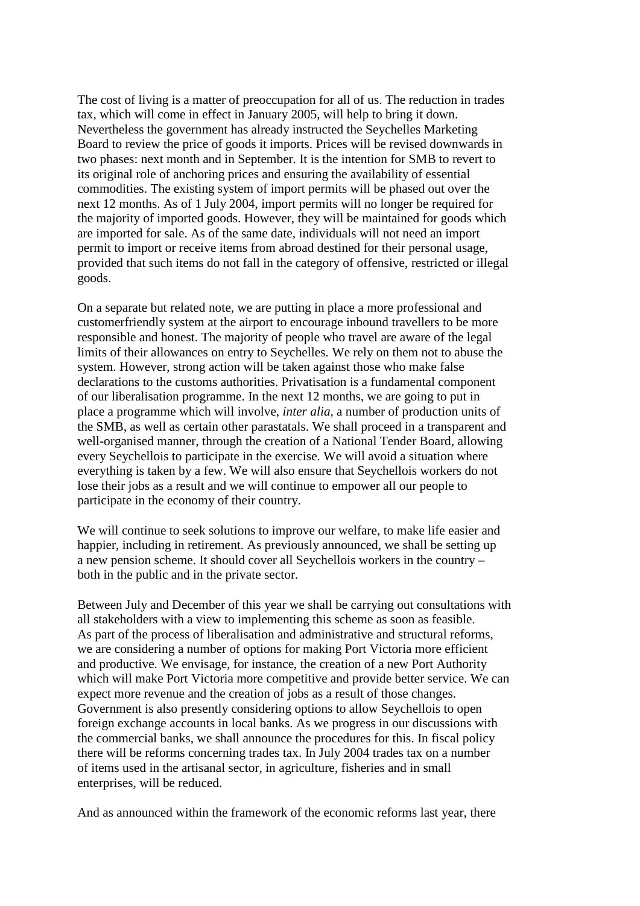The cost of living is a matter of preoccupation for all of us. The reduction in trades tax, which will come in effect in January 2005, will help to bring it down. Nevertheless the government has already instructed the Seychelles Marketing Board to review the price of goods it imports. Prices will be revised downwards in two phases: next month and in September. It is the intention for SMB to revert to its original role of anchoring prices and ensuring the availability of essential commodities. The existing system of import permits will be phased out over the next 12 months. As of 1 July 2004, import permits will no longer be required for the majority of imported goods. However, they will be maintained for goods which are imported for sale. As of the same date, individuals will not need an import permit to import or receive items from abroad destined for their personal usage, provided that such items do not fall in the category of offensive, restricted or illegal goods.

On a separate but related note, we are putting in place a more professional and customerfriendly system at the airport to encourage inbound travellers to be more responsible and honest. The majority of people who travel are aware of the legal limits of their allowances on entry to Seychelles. We rely on them not to abuse the system. However, strong action will be taken against those who make false declarations to the customs authorities. Privatisation is a fundamental component of our liberalisation programme. In the next 12 months, we are going to put in place a programme which will involve, *inter alia*, a number of production units of the SMB, as well as certain other parastatals. We shall proceed in a transparent and well-organised manner, through the creation of a National Tender Board, allowing every Seychellois to participate in the exercise. We will avoid a situation where everything is taken by a few. We will also ensure that Seychellois workers do not lose their jobs as a result and we will continue to empower all our people to participate in the economy of their country.

We will continue to seek solutions to improve our welfare, to make life easier and happier, including in retirement. As previously announced, we shall be setting up a new pension scheme. It should cover all Seychellois workers in the country – both in the public and in the private sector.

Between July and December of this year we shall be carrying out consultations with all stakeholders with a view to implementing this scheme as soon as feasible. As part of the process of liberalisation and administrative and structural reforms, we are considering a number of options for making Port Victoria more efficient and productive. We envisage, for instance, the creation of a new Port Authority which will make Port Victoria more competitive and provide better service. We can expect more revenue and the creation of jobs as a result of those changes. Government is also presently considering options to allow Seychellois to open foreign exchange accounts in local banks. As we progress in our discussions with the commercial banks, we shall announce the procedures for this. In fiscal policy there will be reforms concerning trades tax. In July 2004 trades tax on a number of items used in the artisanal sector, in agriculture, fisheries and in small enterprises, will be reduced.

And as announced within the framework of the economic reforms last year, there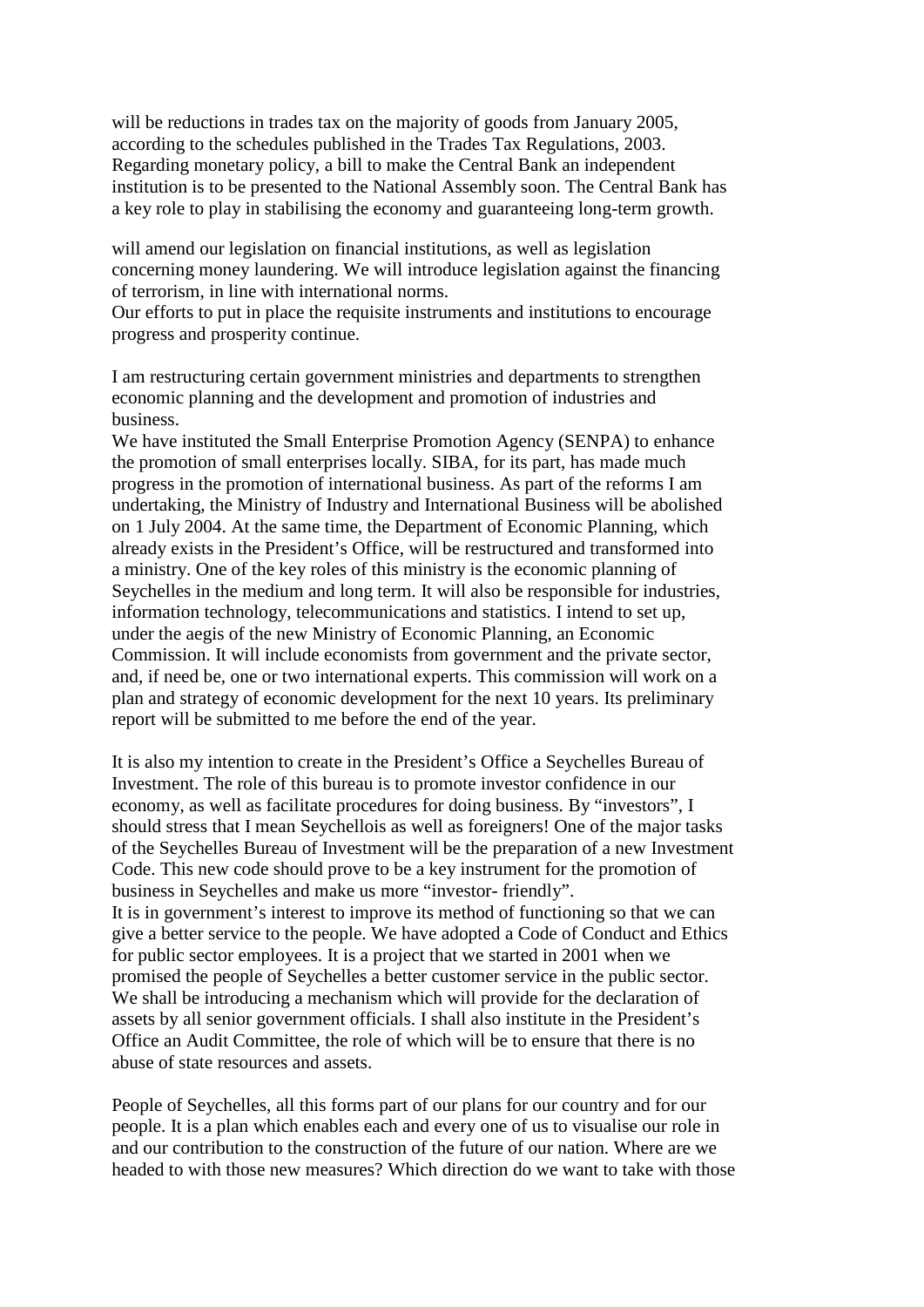will be reductions in trades tax on the majority of goods from January 2005, according to the schedules published in the Trades Tax Regulations, 2003. Regarding monetary policy, a bill to make the Central Bank an independent institution is to be presented to the National Assembly soon. The Central Bank has a key role to play in stabilising the economy and guaranteeing long-term growth.

will amend our legislation on financial institutions, as well as legislation concerning money laundering. We will introduce legislation against the financing of terrorism, in line with international norms.
Our efforts to put in place the requisite instruments and institutions to encourage progress and prosperity continue.

I am restructuring certain government ministries and departments to strengthen economic planning and the development and promotion of industries and business.
We have instituted the Small Enterprise Promotion Agency (SENPA) to enhance the promotion of small enterprises locally. SIBA, for its part, has made much progress in the promotion of international business. As part of the reforms I am undertaking, the Ministry of Industry and International Business will be abolished on 1 July 2004. At the same time, the Department of Economic Planning, which already exists in the President's Office, will be restructured and transformed into a ministry. One of the key roles of this ministry is the economic planning of Seychelles in the medium and long term. It will also be responsible for industries, information technology, telecommunications and statistics. I intend to set up, under the aegis of the new Ministry of Economic Planning, an Economic Commission. It will include economists from government and the private sector, and, if need be, one or two international experts. This commission will work on a plan and strategy of economic development for the next 10 years. Its preliminary report will be submitted to me before the end of the year.

It is also my intention to create in the President's Office a Seychelles Bureau of Investment. The role of this bureau is to promote investor confidence in our economy, as well as facilitate procedures for doing business. By "investors", I should stress that I mean Seychellois as well as foreigners! One of the major tasks of the Seychelles Bureau of Investment will be the preparation of a new Investment Code. This new code should prove to be a key instrument for the promotion of business in Seychelles and make us more "investor- friendly".
It is in government's interest to improve its method of functioning so that we can give a better service to the people. We have adopted a Code of Conduct and Ethics for public sector employees. It is a project that we started in 2001 when we promised the people of Seychelles a better customer service in the public sector. We shall be introducing a mechanism which will provide for the declaration of assets by all senior government officials. I shall also institute in the President's Office an Audit Committee, the role of which will be to ensure that there is no abuse of state resources and assets.

People of Seychelles, all this forms part of our plans for our country and for our people. It is a plan which enables each and every one of us to visualise our role in and our contribution to the construction of the future of our nation. Where are we headed to with those new measures? Which direction do we want to take with those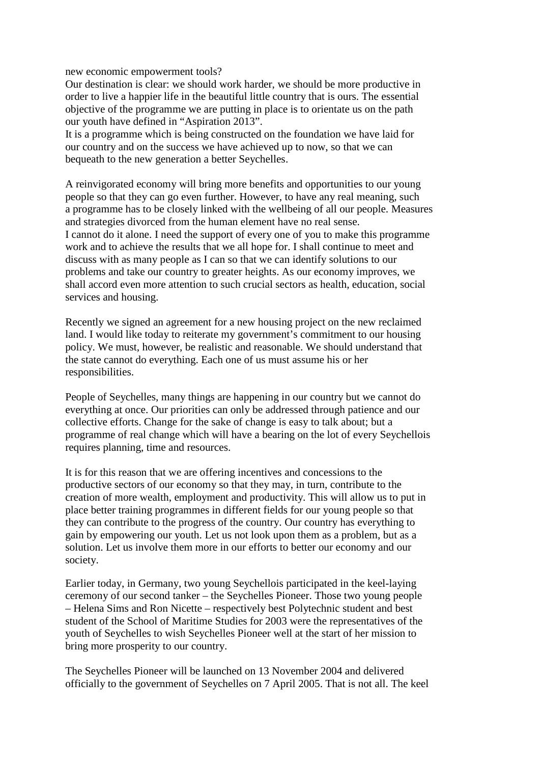new economic empowerment tools?

Our destination is clear: we should work harder, we should be more productive in order to live a happier life in the beautiful little country that is ours. The essential objective of the programme we are putting in place is to orientate us on the path our youth have defined in “Aspiration 2013”.

It is a programme which is being constructed on the foundation we have laid for our country and on the success we have achieved up to now, so that we can bequeath to the new generation a better Seychelles.

A reinvigorated economy will bring more benefits and opportunities to our young people so that they can go even further. However, to have any real meaning, such a programme has to be closely linked with the wellbeing of all our people. Measures and strategies divorced from the human element have no real sense.

I cannot do it alone. I need the support of every one of you to make this programme work and to achieve the results that we all hope for. I shall continue to meet and discuss with as many people as I can so that we can identify solutions to our problems and take our country to greater heights. As our economy improves, we shall accord even more attention to such crucial sectors as health, education, social services and housing.

Recently we signed an agreement for a new housing project on the new reclaimed land. I would like today to reiterate my government’s commitment to our housing policy. We must, however, be realistic and reasonable. We should understand that the state cannot do everything. Each one of us must assume his or her responsibilities.

People of Seychelles, many things are happening in our country but we cannot do everything at once. Our priorities can only be addressed through patience and our collective efforts. Change for the sake of change is easy to talk about; but a programme of real change which will have a bearing on the lot of every Seychellois requires planning, time and resources.

It is for this reason that we are offering incentives and concessions to the productive sectors of our economy so that they may, in turn, contribute to the creation of more wealth, employment and productivity. This will allow us to put in place better training programmes in different fields for our young people so that they can contribute to the progress of the country. Our country has everything to gain by empowering our youth. Let us not look upon them as a problem, but as a solution. Let us involve them more in our efforts to better our economy and our society.

Earlier today, in Germany, two young Seychellois participated in the keel-laying ceremony of our second tanker – the Seychelles Pioneer. Those two young people – Helena Sims and Ron Nicette – respectively best Polytechnic student and best student of the School of Maritime Studies for 2003 were the representatives of the youth of Seychelles to wish Seychelles Pioneer well at the start of her mission to bring more prosperity to our country.

The Seychelles Pioneer will be launched on 13 November 2004 and delivered officially to the government of Seychelles on 7 April 2005. That is not all. The keel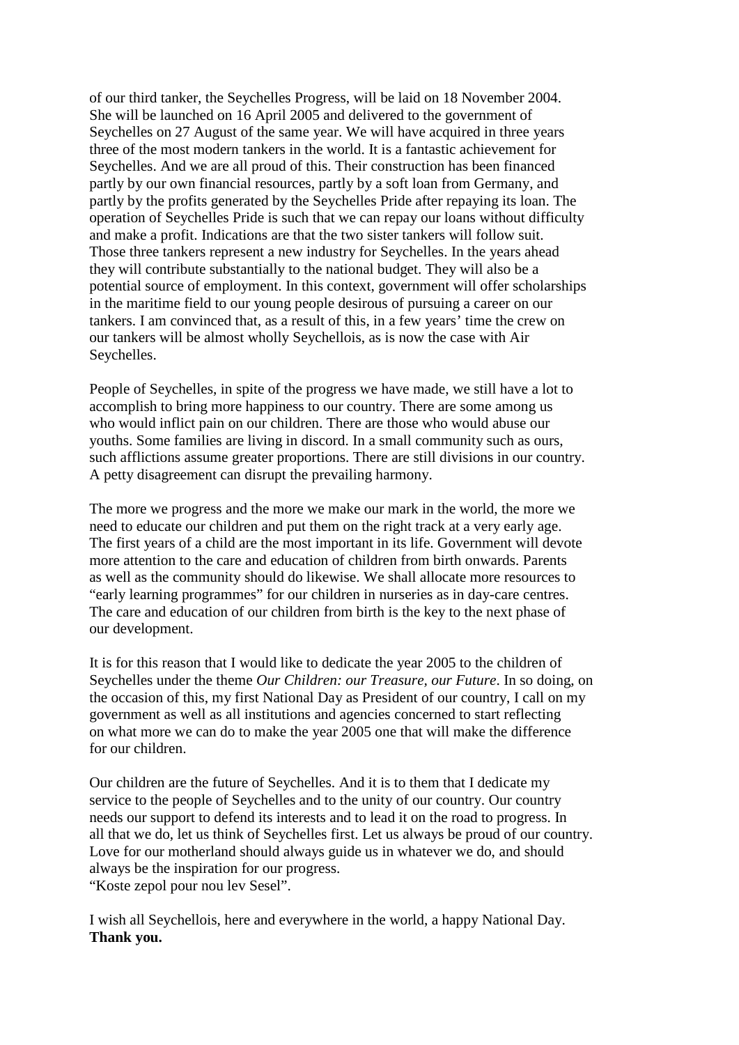of our third tanker, the Seychelles Progress, will be laid on 18 November 2004. She will be launched on 16 April 2005 and delivered to the government of Seychelles on 27 August of the same year. We will have acquired in three years three of the most modern tankers in the world. It is a fantastic achievement for Seychelles. And we are all proud of this. Their construction has been financed partly by our own financial resources, partly by a soft loan from Germany, and partly by the profits generated by the Seychelles Pride after repaying its loan. The operation of Seychelles Pride is such that we can repay our loans without difficulty and make a profit. Indications are that the two sister tankers will follow suit. Those three tankers represent a new industry for Seychelles. In the years ahead they will contribute substantially to the national budget. They will also be a potential source of employment. In this context, government will offer scholarships in the maritime field to our young people desirous of pursuing a career on our tankers. I am convinced that, as a result of this, in a few years' time the crew on our tankers will be almost wholly Seychellois, as is now the case with Air Seychelles.

People of Seychelles, in spite of the progress we have made, we still have a lot to accomplish to bring more happiness to our country. There are some among us who would inflict pain on our children. There are those who would abuse our youths. Some families are living in discord. In a small community such as ours, such afflictions assume greater proportions. There are still divisions in our country. A petty disagreement can disrupt the prevailing harmony.

The more we progress and the more we make our mark in the world, the more we need to educate our children and put them on the right track at a very early age. The first years of a child are the most important in its life. Government will devote more attention to the care and education of children from birth onwards. Parents as well as the community should do likewise. We shall allocate more resources to "early learning programmes" for our children in nurseries as in day-care centres. The care and education of our children from birth is the key to the next phase of our development.

It is for this reason that I would like to dedicate the year 2005 to the children of Seychelles under the theme *Our Children: our Treasure, our Future*. In so doing, on the occasion of this, my first National Day as President of our country, I call on my government as well as all institutions and agencies concerned to start reflecting on what more we can do to make the year 2005 one that will make the difference for our children.

Our children are the future of Seychelles. And it is to them that I dedicate my service to the people of Seychelles and to the unity of our country. Our country needs our support to defend its interests and to lead it on the road to progress. In all that we do, let us think of Seychelles first. Let us always be proud of our country. Love for our motherland should always guide us in whatever we do, and should always be the inspiration for our progress.
"Koste zepol pour nou lev Sesel".

I wish all Seychellois, here and everywhere in the world, a happy National Day.
**Thank you.**